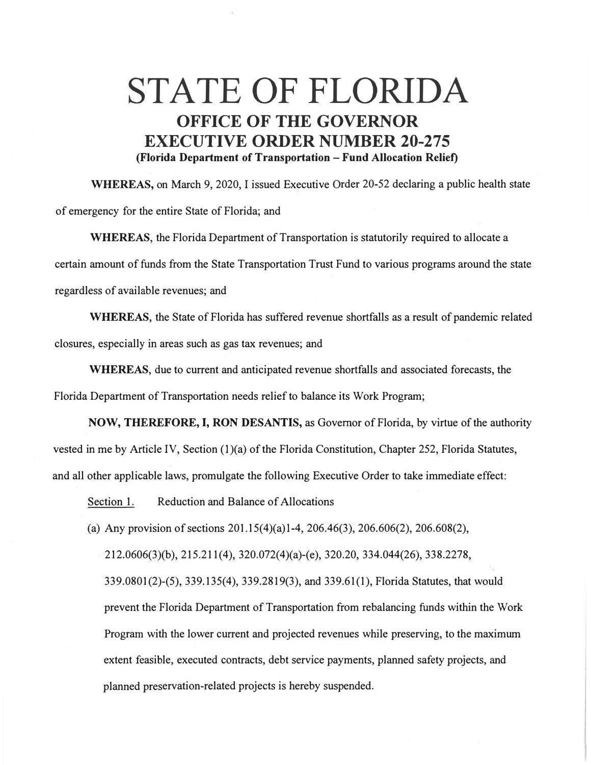# STATE OF FLORIDA

## OFFICE OF THE GOVERNOR
## EXECUTIVE ORDER NUMBER 20-275

**(Florida Department of Transportation – Fund Allocation Relief)**

**WHEREAS,** on March 9, 2020, I issued Executive Order 20-52 declaring a public health state of emergency for the entire State of Florida; and

**WHEREAS,** the Florida Department of Transportation is statutorily required to allocate a certain amount of funds from the State Transportation Trust Fund to various programs around the state regardless of available revenues; and

**WHEREAS,** the State of Florida has suffered revenue shortfalls as a result of pandemic related closures, especially in areas such as gas tax revenues; and

**WHEREAS,** due to current and anticipated revenue shortfalls and associated forecasts, the Florida Department of Transportation needs relief to balance its Work Program;

**NOW, THEREFORE, I, RON DESANTIS,** as Governor of Florida, by virtue of the authority vested in me by Article IV, Section (1)(a) of the Florida Constitution, Chapter 252, Florida Statutes, and all other applicable laws, promulgate the following Executive Order to take immediate effect:

Section 1. Reduction and Balance of Allocations

(a) Any provision of sections 201.15(4)(a)1-4, 206.46(3), 206.606(2), 206.608(2), 212.0606(3)(b), 215.211(4), 320.072(4)(a)-(e), 320.20, 334.044(26), 338.2278, 339.0801(2)-(5), 339.135(4), 339.2819(3), and 339.61(1), Florida Statutes, that would prevent the Florida Department of Transportation from rebalancing funds within the Work Program with the lower current and projected revenues while preserving, to the maximum extent feasible, executed contracts, debt service payments, planned safety projects, and planned preservation-related projects is hereby suspended.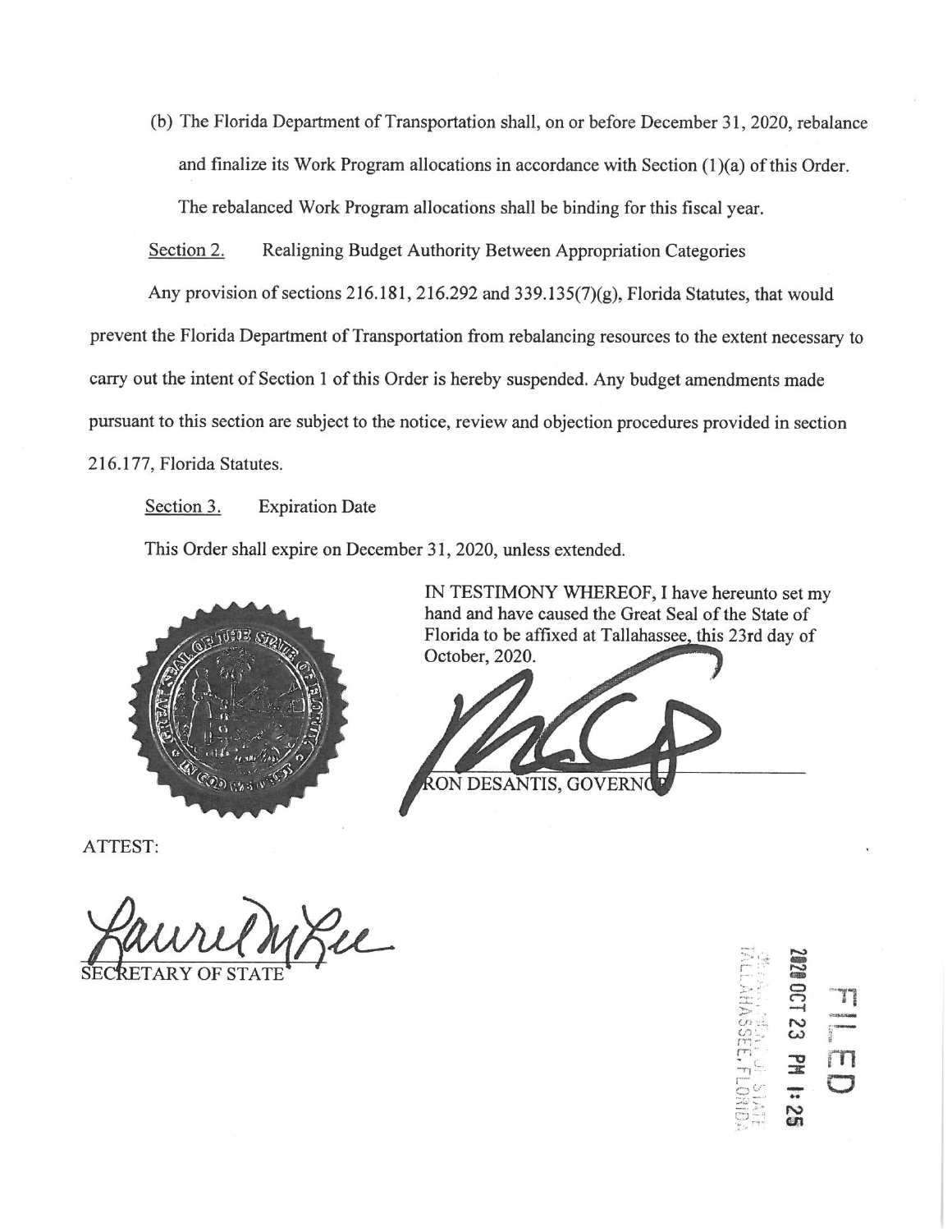(b) The Florida Department of Transportation shall, on or before December 31, 2020, rebalance and finalize its Work Program allocations in accordance with Section (1)(a) of this Order. The rebalanced Work Program allocations shall be binding for this fiscal year.

Section 2. Realigning Budget Authority Between Appropriation Categories

Any provision of sections 216.181, 216.292 and 339.135(7)(g), Florida Statutes, that would prevent the Florida Department of Transportation from rebalancing resources to the extent necessary to carry out the intent of Section 1 of this Order is hereby suspended. Any budget amendments made pursuant to this section are subject to the notice, review and objection procedures provided in section 216.177, Florida Statutes.

Section 3. Expiration Date

This Order shall expire on December 31, 2020, unless extended.

IN TESTIMONY WHEREOF, I have hereunto set my hand and have caused the Great Seal of the State of Florida to be affixed at Tallahassee, this 23rd day of October, 2020.

RON DESANTIS, GOVERNOR

ATTEST:

SECRETARY OF STATE

FILED

2020 OCT 23 PM 1:25

DEPARTMENT OF STATE
TALLAHASSEE, FLORIDA